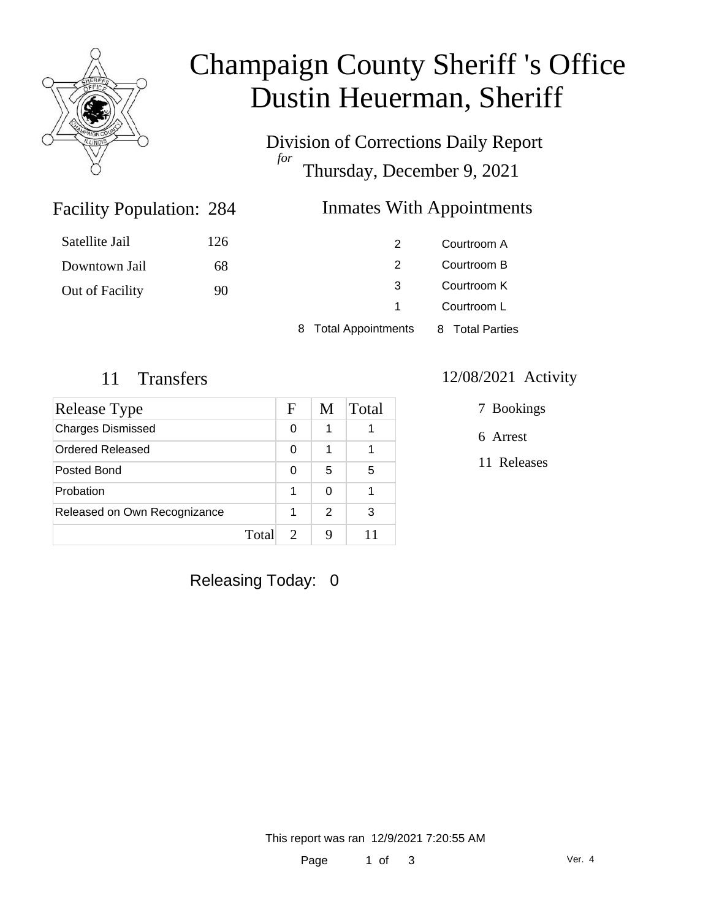# Champaign County Sheriff 's Office
# Dustin Heuerman, Sheriff

Division of Corrections Daily Report
*for*
Thursday, December 9, 2021

## Facility Population: 284

| | |
|---|---|
| Satellite Jail | 126 |
| Downtown Jail | 68 |
| Out of Facility | 90 |

## Inmates With Appointments

| | |
|---|---|
| 2 | Courtroom A |
| 2 | Courtroom B |
| 3 | Courtroom K |
| 1 | Courtroom L |
| 8 Total Appointments | 8 Total Parties |

## 11 Transfers

| Release Type | F | M | Total |
|---|---|---|---|
| Charges Dismissed | 0 | 1 | 1 |
| Ordered Released | 0 | 1 | 1 |
| Posted Bond | 0 | 5 | 5 |
| Probation | 1 | 0 | 1 |
| Released on Own Recognizance | 1 | 2 | 3 |
| Total | 2 | 9 | 11 |

## 12/08/2021 Activity

7 Bookings

6 Arrest

11 Releases

Releasing Today: 0

This report was ran 12/9/2021 7:20:55 AM

Ver. 4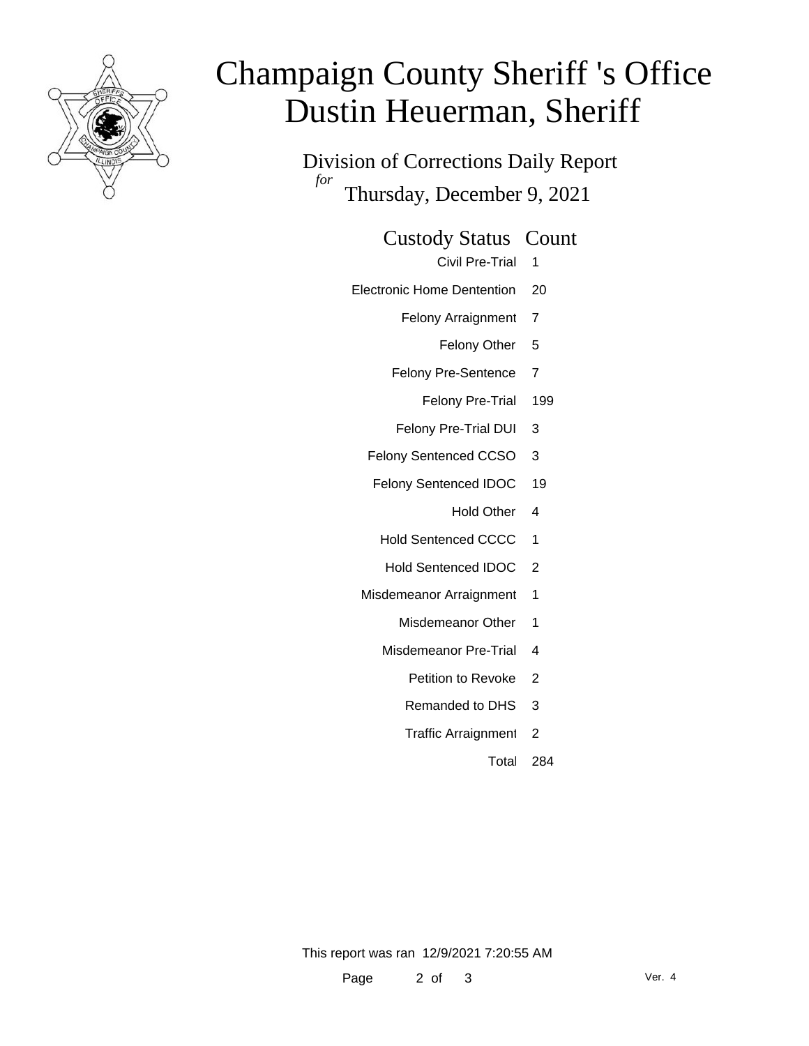# Champaign County Sheriff 's Office
# Dustin Heuerman, Sheriff

## Division of Corrections Daily Report
*for*
Thursday, December 9, 2021

| Custody Status | Count |
| --- | --- |
| Civil Pre-Trial | 1 |
| Electronic Home Dentention | 20 |
| Felony Arraignment | 7 |
| Felony Other | 5 |
| Felony Pre-Sentence | 7 |
| Felony Pre-Trial | 199 |
| Felony Pre-Trial DUI | 3 |
| Felony Sentenced CCSO | 3 |
| Felony Sentenced IDOC | 19 |
| Hold Other | 4 |
| Hold Sentenced CCCC | 1 |
| Hold Sentenced IDOC | 2 |
| Misdemeanor Arraignment | 1 |
| Misdemeanor Other | 1 |
| Misdemeanor Pre-Trial | 4 |
| Petition to Revoke | 2 |
| Remanded to DHS | 3 |
| Traffic Arraignment | 2 |
| Total | 284 |

This report was ran 12/9/2021 7:20:55 AM

Ver. 4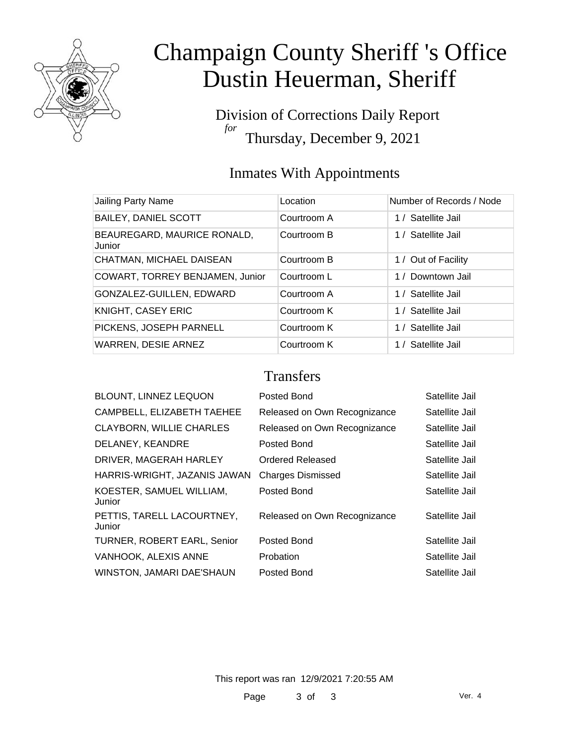# Champaign County Sheriff 's Office
# Dustin Heuerman, Sheriff

Division of Corrections Daily Report

*for*

Thursday, December 9, 2021

## Inmates With Appointments

| Jailing Party Name | Location | Number of Records / Node |
|---|---|---|
| BAILEY, DANIEL SCOTT | Courtroom A | 1 / Satellite Jail |
| BEAUREGARD, MAURICE RONALD, Junior | Courtroom B | 1 / Satellite Jail |
| CHATMAN, MICHAEL DAISEAN | Courtroom B | 1 / Out of Facility |
| COWART, TORREY BENJAMEN, Junior | Courtroom L | 1 / Downtown Jail |
| GONZALEZ-GUILLEN, EDWARD | Courtroom A | 1 / Satellite Jail |
| KNIGHT, CASEY ERIC | Courtroom K | 1 / Satellite Jail |
| PICKENS, JOSEPH PARNELL | Courtroom K | 1 / Satellite Jail |
| WARREN, DESIE ARNEZ | Courtroom K | 1 / Satellite Jail |

## Transfers

| | | |
|---|---|---|
| BLOUNT, LINNEZ LEQUON | Posted Bond | Satellite Jail |
| CAMPBELL, ELIZABETH TAEHEE | Released on Own Recognizance | Satellite Jail |
| CLAYBORN, WILLIE CHARLES | Released on Own Recognizance | Satellite Jail |
| DELANEY, KEANDRE | Posted Bond | Satellite Jail |
| DRIVER, MAGERAH HARLEY | Ordered Released | Satellite Jail |
| HARRIS-WRIGHT, JAZANIS JAWAN | Charges Dismissed | Satellite Jail |
| KOESTER, SAMUEL WILLIAM, Junior | Posted Bond | Satellite Jail |
| PETTIS, TARELL LACOURTNEY, Junior | Released on Own Recognizance | Satellite Jail |
| TURNER, ROBERT EARL, Senior | Posted Bond | Satellite Jail |
| VANHOOK, ALEXIS ANNE | Probation | Satellite Jail |
| WINSTON, JAMARI DAE'SHAUN | Posted Bond | Satellite Jail |

This report was ran 12/9/2021 7:20:55 AM

Ver. 4